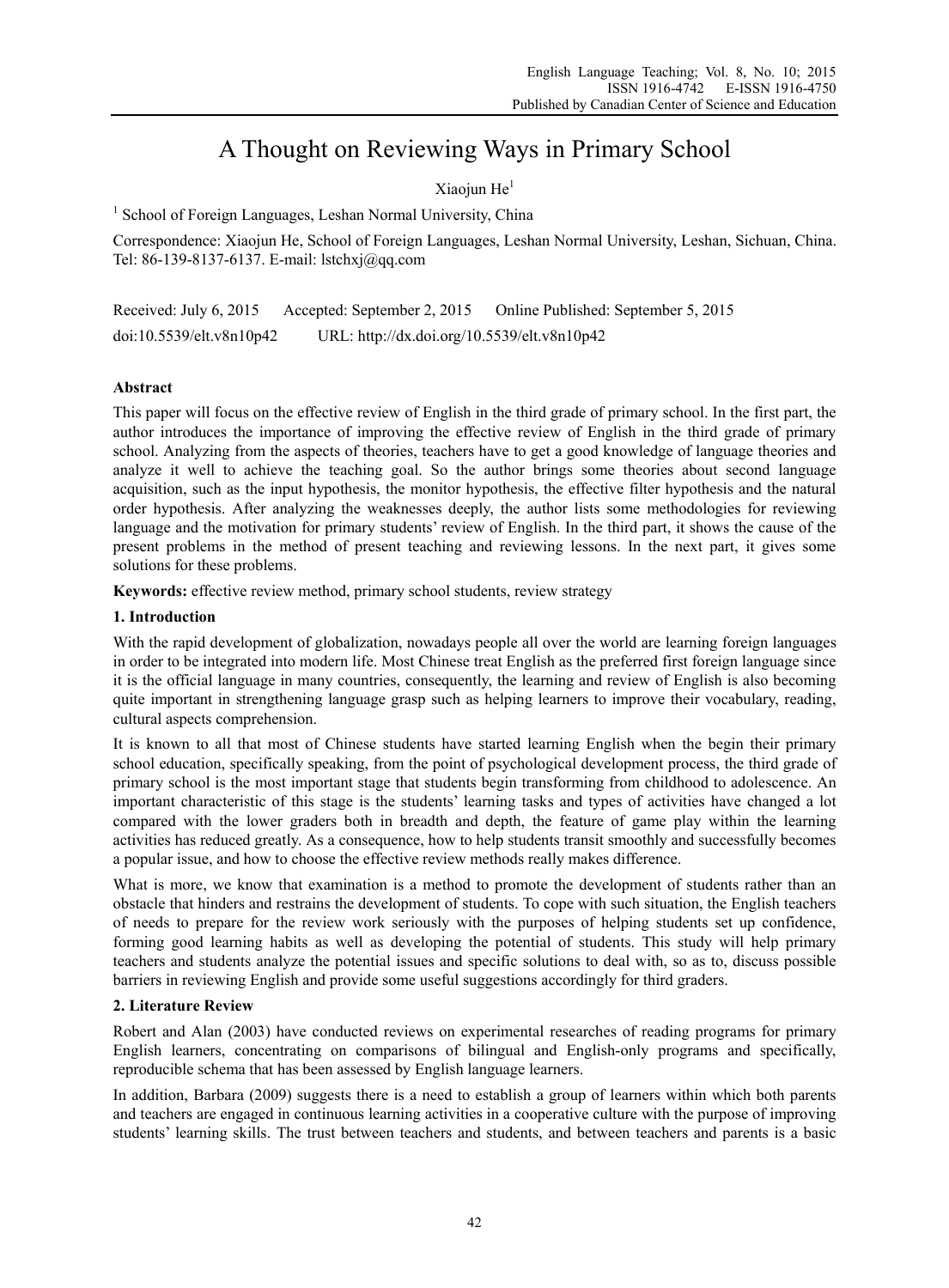# A Thought on Reviewing Ways in Primary School

Xiaojun He[1]

[1] School of Foreign Languages, Leshan Normal University, China

Correspondence: Xiaojun He, School of Foreign Languages, Leshan Normal University, Leshan, Sichuan, China. Tel: 86-139-8137-6137. E-mail: lstchxj@qq.com

Received: July 6, 2015 Accepted: September 2, 2015 Online Published: September 5, 2015

doi:10.5539/elt.v8n10p42 URL: http://dx.doi.org/10.5539/elt.v8n10p42

## Abstract

This paper will focus on the effective review of English in the third grade of primary school. In the first part, the author introduces the importance of improving the effective review of English in the third grade of primary school. Analyzing from the aspects of theories, teachers have to get a good knowledge of language theories and analyze it well to achieve the teaching goal. So the author brings some theories about second language acquisition, such as the input hypothesis, the monitor hypothesis, the effective filter hypothesis and the natural order hypothesis. After analyzing the weaknesses deeply, the author lists some methodologies for reviewing language and the motivation for primary students' review of English. In the third part, it shows the cause of the present problems in the method of present teaching and reviewing lessons. In the next part, it gives some solutions for these problems.

**Keywords:** effective review method, primary school students, review strategy

## 1. Introduction

With the rapid development of globalization, nowadays people all over the world are learning foreign languages in order to be integrated into modern life. Most Chinese treat English as the preferred first foreign language since it is the official language in many countries, consequently, the learning and review of English is also becoming quite important in strengthening language grasp such as helping learners to improve their vocabulary, reading, cultural aspects comprehension.

It is known to all that most of Chinese students have started learning English when the begin their primary school education, specifically speaking, from the point of psychological development process, the third grade of primary school is the most important stage that students begin transforming from childhood to adolescence. An important characteristic of this stage is the students' learning tasks and types of activities have changed a lot compared with the lower graders both in breadth and depth, the feature of game play within the learning activities has reduced greatly. As a consequence, how to help students transit smoothly and successfully becomes a popular issue, and how to choose the effective review methods really makes difference.

What is more, we know that examination is a method to promote the development of students rather than an obstacle that hinders and restrains the development of students. To cope with such situation, the English teachers of needs to prepare for the review work seriously with the purposes of helping students set up confidence, forming good learning habits as well as developing the potential of students. This study will help primary teachers and students analyze the potential issues and specific solutions to deal with, so as to, discuss possible barriers in reviewing English and provide some useful suggestions accordingly for third graders.

## 2. Literature Review

Robert and Alan (2003) have conducted reviews on experimental researches of reading programs for primary English learners, concentrating on comparisons of bilingual and English-only programs and specifically, reproducible schema that has been assessed by English language learners.

In addition, Barbara (2009) suggests there is a need to establish a group of learners within which both parents and teachers are engaged in continuous learning activities in a cooperative culture with the purpose of improving students' learning skills. The trust between teachers and students, and between teachers and parents is a basic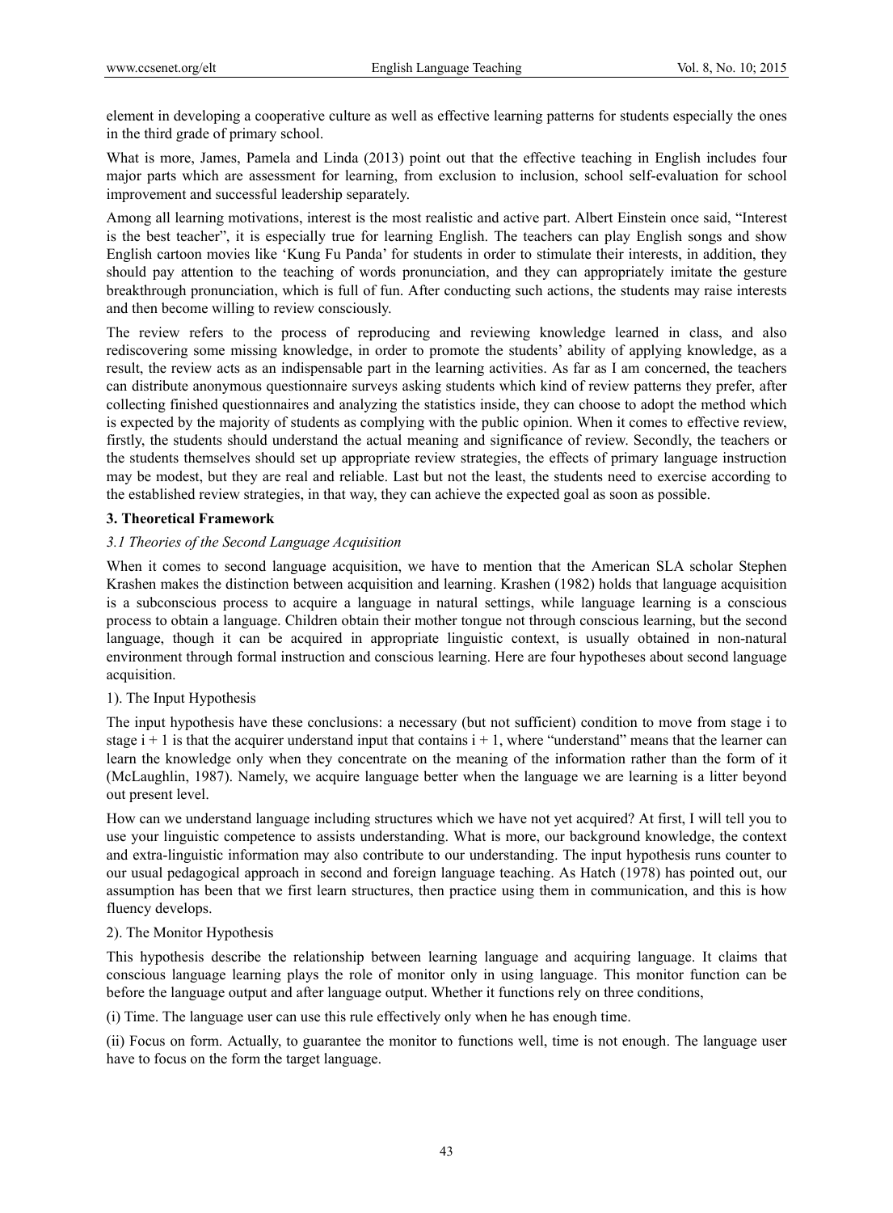element in developing a cooperative culture as well as effective learning patterns for students especially the ones in the third grade of primary school.

What is more, James, Pamela and Linda (2013) point out that the effective teaching in English includes four major parts which are assessment for learning, from exclusion to inclusion, school self-evaluation for school improvement and successful leadership separately.

Among all learning motivations, interest is the most realistic and active part. Albert Einstein once said, "Interest is the best teacher", it is especially true for learning English. The teachers can play English songs and show English cartoon movies like 'Kung Fu Panda' for students in order to stimulate their interests, in addition, they should pay attention to the teaching of words pronunciation, and they can appropriately imitate the gesture breakthrough pronunciation, which is full of fun. After conducting such actions, the students may raise interests and then become willing to review consciously.

The review refers to the process of reproducing and reviewing knowledge learned in class, and also rediscovering some missing knowledge, in order to promote the students' ability of applying knowledge, as a result, the review acts as an indispensable part in the learning activities. As far as I am concerned, the teachers can distribute anonymous questionnaire surveys asking students which kind of review patterns they prefer, after collecting finished questionnaires and analyzing the statistics inside, they can choose to adopt the method which is expected by the majority of students as complying with the public opinion. When it comes to effective review, firstly, the students should understand the actual meaning and significance of review. Secondly, the teachers or the students themselves should set up appropriate review strategies, the effects of primary language instruction may be modest, but they are real and reliable. Last but not the least, the students need to exercise according to the established review strategies, in that way, they can achieve the expected goal as soon as possible.

## 3. Theoretical Framework

### *3.1 Theories of the Second Language Acquisition*

When it comes to second language acquisition, we have to mention that the American SLA scholar Stephen Krashen makes the distinction between acquisition and learning. Krashen (1982) holds that language acquisition is a subconscious process to acquire a language in natural settings, while language learning is a conscious process to obtain a language. Children obtain their mother tongue not through conscious learning, but the second language, though it can be acquired in appropriate linguistic context, is usually obtained in non-natural environment through formal instruction and conscious learning. Here are four hypotheses about second language acquisition.

1). The Input Hypothesis

The input hypothesis have these conclusions: a necessary (but not sufficient) condition to move from stage i to stage i + 1 is that the acquirer understand input that contains i + 1, where "understand" means that the learner can learn the knowledge only when they concentrate on the meaning of the information rather than the form of it (McLaughlin, 1987). Namely, we acquire language better when the language we are learning is a litter beyond out present level.

How can we understand language including structures which we have not yet acquired? At first, I will tell you to use your linguistic competence to assists understanding. What is more, our background knowledge, the context and extra-linguistic information may also contribute to our understanding. The input hypothesis runs counter to our usual pedagogical approach in second and foreign language teaching. As Hatch (1978) has pointed out, our assumption has been that we first learn structures, then practice using them in communication, and this is how fluency develops.

2). The Monitor Hypothesis

This hypothesis describe the relationship between learning language and acquiring language. It claims that conscious language learning plays the role of monitor only in using language. This monitor function can be before the language output and after language output. Whether it functions rely on three conditions,

(i) Time. The language user can use this rule effectively only when he has enough time.

(ii) Focus on form. Actually, to guarantee the monitor to functions well, time is not enough. The language user have to focus on the form the target language.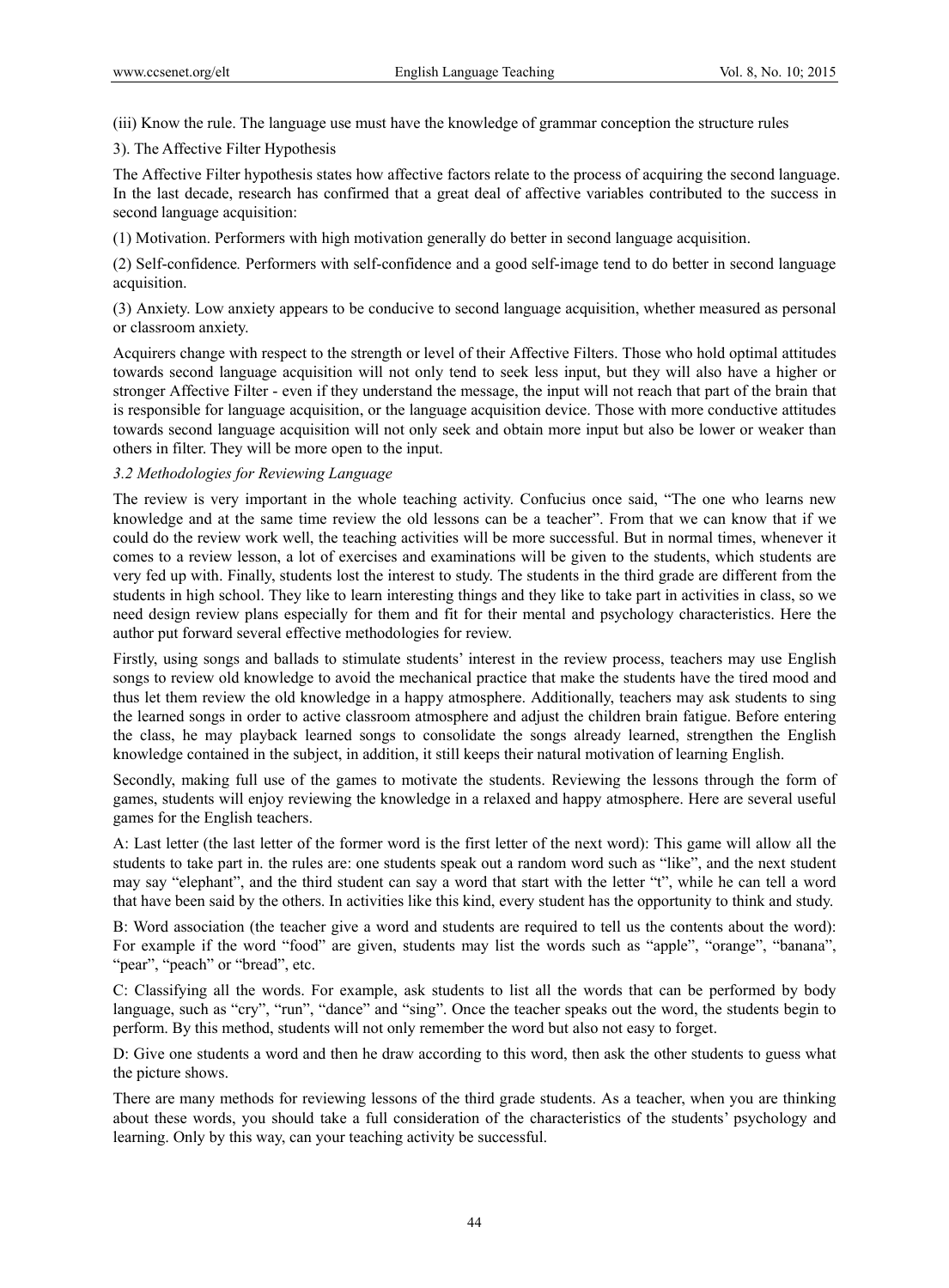(iii) Know the rule. The language use must have the knowledge of grammar conception the structure rules

3). The Affective Filter Hypothesis

The Affective Filter hypothesis states how affective factors relate to the process of acquiring the second language. In the last decade, research has confirmed that a great deal of affective variables contributed to the success in second language acquisition:

(1) Motivation. Performers with high motivation generally do better in second language acquisition.

(2) Self-confidence*.* Performers with self-confidence and a good self-image tend to do better in second language acquisition.

(3) Anxiety. Low anxiety appears to be conducive to second language acquisition, whether measured as personal or classroom anxiety.

Acquirers change with respect to the strength or level of their Affective Filters. Those who hold optimal attitudes towards second language acquisition will not only tend to seek less input, but they will also have a higher or stronger Affective Filter - even if they understand the message, the input will not reach that part of the brain that is responsible for language acquisition, or the language acquisition device. Those with more conductive attitudes towards second language acquisition will not only seek and obtain more input but also be lower or weaker than others in filter. They will be more open to the input.

### *3.2 Methodologies for Reviewing Language*

The review is very important in the whole teaching activity. Confucius once said, "The one who learns new knowledge and at the same time review the old lessons can be a teacher". From that we can know that if we could do the review work well, the teaching activities will be more successful. But in normal times, whenever it comes to a review lesson, a lot of exercises and examinations will be given to the students, which students are very fed up with. Finally, students lost the interest to study. The students in the third grade are different from the students in high school. They like to learn interesting things and they like to take part in activities in class, so we need design review plans especially for them and fit for their mental and psychology characteristics. Here the author put forward several effective methodologies for review.

Firstly, using songs and ballads to stimulate students' interest in the review process, teachers may use English songs to review old knowledge to avoid the mechanical practice that make the students have the tired mood and thus let them review the old knowledge in a happy atmosphere. Additionally, teachers may ask students to sing the learned songs in order to active classroom atmosphere and adjust the children brain fatigue. Before entering the class, he may playback learned songs to consolidate the songs already learned, strengthen the English knowledge contained in the subject, in addition, it still keeps their natural motivation of learning English.

Secondly, making full use of the games to motivate the students. Reviewing the lessons through the form of games, students will enjoy reviewing the knowledge in a relaxed and happy atmosphere. Here are several useful games for the English teachers.

A: Last letter (the last letter of the former word is the first letter of the next word): This game will allow all the students to take part in. the rules are: one students speak out a random word such as "like", and the next student may say "elephant", and the third student can say a word that start with the letter "t", while he can tell a word that have been said by the others. In activities like this kind, every student has the opportunity to think and study.

B: Word association (the teacher give a word and students are required to tell us the contents about the word): For example if the word "food" are given, students may list the words such as "apple", "orange", "banana", "pear", "peach" or "bread", etc.

C: Classifying all the words. For example, ask students to list all the words that can be performed by body language, such as "cry", "run", "dance" and "sing". Once the teacher speaks out the word, the students begin to perform. By this method, students will not only remember the word but also not easy to forget.

D: Give one students a word and then he draw according to this word, then ask the other students to guess what the picture shows.

There are many methods for reviewing lessons of the third grade students. As a teacher, when you are thinking about these words, you should take a full consideration of the characteristics of the students' psychology and learning. Only by this way, can your teaching activity be successful.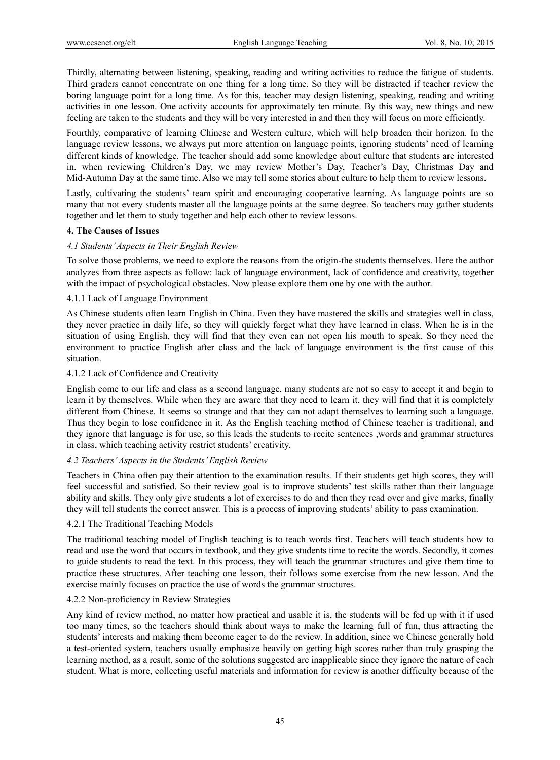Thirdly, alternating between listening, speaking, reading and writing activities to reduce the fatigue of students. Third graders cannot concentrate on one thing for a long time. So they will be distracted if teacher review the boring language point for a long time. As for this, teacher may design listening, speaking, reading and writing activities in one lesson. One activity accounts for approximately ten minute. By this way, new things and new feeling are taken to the students and they will be very interested in and then they will focus on more efficiently.

Fourthly, comparative of learning Chinese and Western culture, which will help broaden their horizon. In the language review lessons, we always put more attention on language points, ignoring students' need of learning different kinds of knowledge. The teacher should add some knowledge about culture that students are interested in. when reviewing Children's Day, we may review Mother's Day, Teacher's Day, Christmas Day and Mid-Autumn Day at the same time. Also we may tell some stories about culture to help them to review lessons.

Lastly, cultivating the students' team spirit and encouraging cooperative learning. As language points are so many that not every students master all the language points at the same degree. So teachers may gather students together and let them to study together and help each other to review lessons.

## 4. The Causes of Issues

### *4.1 Students' Aspects in Their English Review*

To solve those problems, we need to explore the reasons from the origin-the students themselves. Here the author analyzes from three aspects as follow: lack of language environment, lack of confidence and creativity, together with the impact of psychological obstacles. Now please explore them one by one with the author.

#### 4.1.1 Lack of Language Environment

As Chinese students often learn English in China. Even they have mastered the skills and strategies well in class, they never practice in daily life, so they will quickly forget what they have learned in class. When he is in the situation of using English, they will find that they even can not open his mouth to speak. So they need the environment to practice English after class and the lack of language environment is the first cause of this situation.

#### 4.1.2 Lack of Confidence and Creativity

English come to our life and class as a second language, many students are not so easy to accept it and begin to learn it by themselves. While when they are aware that they need to learn it, they will find that it is completely different from Chinese. It seems so strange and that they can not adapt themselves to learning such a language. Thus they begin to lose confidence in it. As the English teaching method of Chinese teacher is traditional, and they ignore that language is for use, so this leads the students to recite sentences ,words and grammar structures in class, which teaching activity restrict students' creativity.

### *4.2 Teachers' Aspects in the Students' English Review*

Teachers in China often pay their attention to the examination results. If their students get high scores, they will feel successful and satisfied. So their review goal is to improve students' test skills rather than their language ability and skills. They only give students a lot of exercises to do and then they read over and give marks, finally they will tell students the correct answer. This is a process of improving students' ability to pass examination.

#### 4.2.1 The Traditional Teaching Models

The traditional teaching model of English teaching is to teach words first. Teachers will teach students how to read and use the word that occurs in textbook, and they give students time to recite the words. Secondly, it comes to guide students to read the text. In this process, they will teach the grammar structures and give them time to practice these structures. After teaching one lesson, their follows some exercise from the new lesson. And the exercise mainly focuses on practice the use of words the grammar structures.

#### 4.2.2 Non-proficiency in Review Strategies

Any kind of review method, no matter how practical and usable it is, the students will be fed up with it if used too many times, so the teachers should think about ways to make the learning full of fun, thus attracting the students' interests and making them become eager to do the review. In addition, since we Chinese generally hold a test-oriented system, teachers usually emphasize heavily on getting high scores rather than truly grasping the learning method, as a result, some of the solutions suggested are inapplicable since they ignore the nature of each student. What is more, collecting useful materials and information for review is another difficulty because of the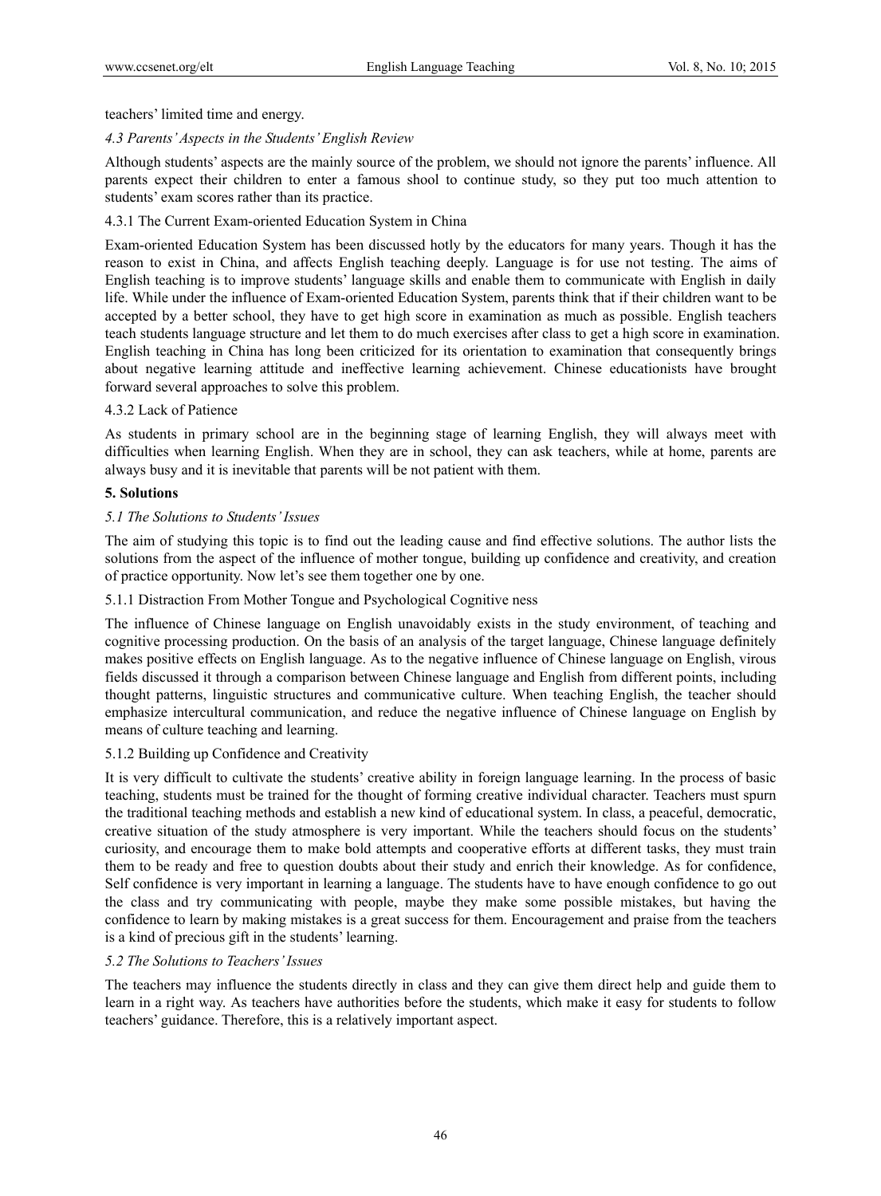teachers' limited time and energy.

### *4.3 Parents' Aspects in the Students' English Review*

Although students' aspects are the mainly source of the problem, we should not ignore the parents' influence. All parents expect their children to enter a famous shool to continue study, so they put too much attention to students' exam scores rather than its practice.

#### 4.3.1 The Current Exam-oriented Education System in China

Exam-oriented Education System has been discussed hotly by the educators for many years. Though it has the reason to exist in China, and affects English teaching deeply. Language is for use not testing. The aims of English teaching is to improve students' language skills and enable them to communicate with English in daily life. While under the influence of Exam-oriented Education System, parents think that if their children want to be accepted by a better school, they have to get high score in examination as much as possible. English teachers teach students language structure and let them to do much exercises after class to get a high score in examination. English teaching in China has long been criticized for its orientation to examination that consequently brings about negative learning attitude and ineffective learning achievement. Chinese educationists have brought forward several approaches to solve this problem.

#### 4.3.2 Lack of Patience

As students in primary school are in the beginning stage of learning English, they will always meet with difficulties when learning English. When they are in school, they can ask teachers, while at home, parents are always busy and it is inevitable that parents will be not patient with them.

## **5. Solutions**

### *5.1 The Solutions to Students' Issues*

The aim of studying this topic is to find out the leading cause and find effective solutions. The author lists the solutions from the aspect of the influence of mother tongue, building up confidence and creativity, and creation of practice opportunity. Now let's see them together one by one.

#### 5.1.1 Distraction From Mother Tongue and Psychological Cognitive ness

The influence of Chinese language on English unavoidably exists in the study environment, of teaching and cognitive processing production. On the basis of an analysis of the target language, Chinese language definitely makes positive effects on English language. As to the negative influence of Chinese language on English, virous fields discussed it through a comparison between Chinese language and English from different points, including thought patterns, linguistic structures and communicative culture. When teaching English, the teacher should emphasize intercultural communication, and reduce the negative influence of Chinese language on English by means of culture teaching and learning.

#### 5.1.2 Building up Confidence and Creativity

It is very difficult to cultivate the students' creative ability in foreign language learning. In the process of basic teaching, students must be trained for the thought of forming creative individual character. Teachers must spurn the traditional teaching methods and establish a new kind of educational system. In class, a peaceful, democratic, creative situation of the study atmosphere is very important. While the teachers should focus on the students' curiosity, and encourage them to make bold attempts and cooperative efforts at different tasks, they must train them to be ready and free to question doubts about their study and enrich their knowledge. As for confidence, Self confidence is very important in learning a language. The students have to have enough confidence to go out the class and try communicating with people, maybe they make some possible mistakes, but having the confidence to learn by making mistakes is a great success for them. Encouragement and praise from the teachers is a kind of precious gift in the students' learning.

### *5.2 The Solutions to Teachers' Issues*

The teachers may influence the students directly in class and they can give them direct help and guide them to learn in a right way. As teachers have authorities before the students, which make it easy for students to follow teachers' guidance. Therefore, this is a relatively important aspect.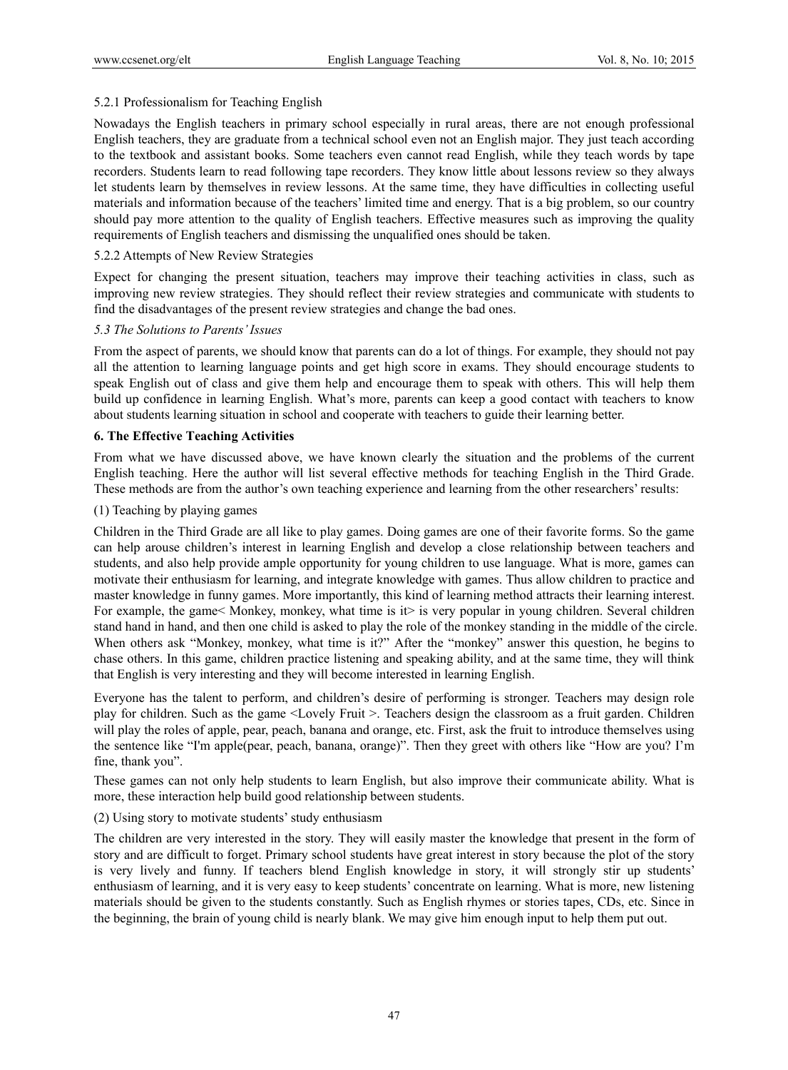#### 5.2.1 Professionalism for Teaching English

Nowadays the English teachers in primary school especially in rural areas, there are not enough professional English teachers, they are graduate from a technical school even not an English major. They just teach according to the textbook and assistant books. Some teachers even cannot read English, while they teach words by tape recorders. Students learn to read following tape recorders. They know little about lessons review so they always let students learn by themselves in review lessons. At the same time, they have difficulties in collecting useful materials and information because of the teachers' limited time and energy. That is a big problem, so our country should pay more attention to the quality of English teachers. Effective measures such as improving the quality requirements of English teachers and dismissing the unqualified ones should be taken.

#### 5.2.2 Attempts of New Review Strategies

Expect for changing the present situation, teachers may improve their teaching activities in class, such as improving new review strategies. They should reflect their review strategies and communicate with students to find the disadvantages of the present review strategies and change the bad ones.

### *5.3 The Solutions to Parents' Issues*

From the aspect of parents, we should know that parents can do a lot of things. For example, they should not pay all the attention to learning language points and get high score in exams. They should encourage students to speak English out of class and give them help and encourage them to speak with others. This will help them build up confidence in learning English. What's more, parents can keep a good contact with teachers to know about students learning situation in school and cooperate with teachers to guide their learning better.

## **6. The Effective Teaching Activities**

From what we have discussed above, we have known clearly the situation and the problems of the current English teaching. Here the author will list several effective methods for teaching English in the Third Grade. These methods are from the author's own teaching experience and learning from the other researchers' results:

(1) Teaching by playing games

Children in the Third Grade are all like to play games. Doing games are one of their favorite forms. So the game can help arouse children's interest in learning English and develop a close relationship between teachers and students, and also help provide ample opportunity for young children to use language. What is more, games can motivate their enthusiasm for learning, and integrate knowledge with games. Thus allow children to practice and master knowledge in funny games. More importantly, this kind of learning method attracts their learning interest. For example, the game< Monkey, monkey, what time is it> is very popular in young children. Several children stand hand in hand, and then one child is asked to play the role of the monkey standing in the middle of the circle. When others ask "Monkey, monkey, what time is it?" After the "monkey" answer this question, he begins to chase others. In this game, children practice listening and speaking ability, and at the same time, they will think that English is very interesting and they will become interested in learning English.

Everyone has the talent to perform, and children's desire of performing is stronger. Teachers may design role play for children. Such as the game <Lovely Fruit >. Teachers design the classroom as a fruit garden. Children will play the roles of apple, pear, peach, banana and orange, etc. First, ask the fruit to introduce themselves using the sentence like "I'm apple(pear, peach, banana, orange)". Then they greet with others like "How are you? I'm fine, thank you".

These games can not only help students to learn English, but also improve their communicate ability. What is more, these interaction help build good relationship between students.

(2) Using story to motivate students' study enthusiasm

The children are very interested in the story. They will easily master the knowledge that present in the form of story and are difficult to forget. Primary school students have great interest in story because the plot of the story is very lively and funny. If teachers blend English knowledge in story, it will strongly stir up students' enthusiasm of learning, and it is very easy to keep students' concentrate on learning. What is more, new listening materials should be given to the students constantly. Such as English rhymes or stories tapes, CDs, etc. Since in the beginning, the brain of young child is nearly blank. We may give him enough input to help them put out.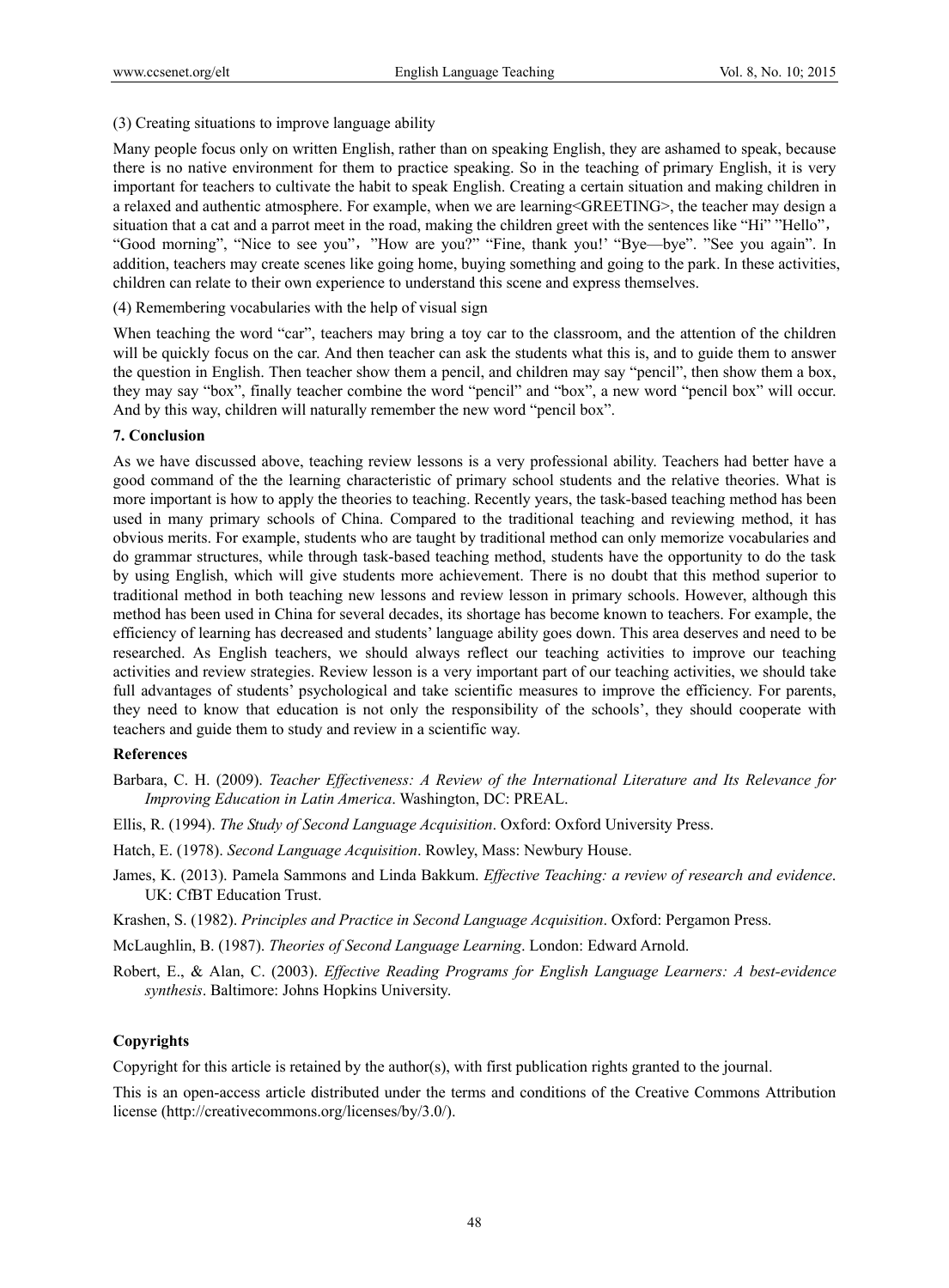(3) Creating situations to improve language ability

Many people focus only on written English, rather than on speaking English, they are ashamed to speak, because there is no native environment for them to practice speaking. So in the teaching of primary English, it is very important for teachers to cultivate the habit to speak English. Creating a certain situation and making children in a relaxed and authentic atmosphere. For example, when we are learning<GREETING>, the teacher may design a situation that a cat and a parrot meet in the road, making the children greet with the sentences like "Hi" "Hello"， "Good morning", "Nice to see you"，"How are you?" "Fine, thank you!' "Bye—bye". "See you again". In addition, teachers may create scenes like going home, buying something and going to the park. In these activities, children can relate to their own experience to understand this scene and express themselves.

(4) Remembering vocabularies with the help of visual sign

When teaching the word "car", teachers may bring a toy car to the classroom, and the attention of the children will be quickly focus on the car. And then teacher can ask the students what this is, and to guide them to answer the question in English. Then teacher show them a pencil, and children may say "pencil", then show them a box, they may say "box", finally teacher combine the word "pencil" and "box", a new word "pencil box" will occur. And by this way, children will naturally remember the new word "pencil box".

## 7. Conclusion

As we have discussed above, teaching review lessons is a very professional ability. Teachers had better have a good command of the the learning characteristic of primary school students and the relative theories. What is more important is how to apply the theories to teaching. Recently years, the task-based teaching method has been used in many primary schools of China. Compared to the traditional teaching and reviewing method, it has obvious merits. For example, students who are taught by traditional method can only memorize vocabularies and do grammar structures, while through task-based teaching method, students have the opportunity to do the task by using English, which will give students more achievement. There is no doubt that this method superior to traditional method in both teaching new lessons and review lesson in primary schools. However, although this method has been used in China for several decades, its shortage has become known to teachers. For example, the efficiency of learning has decreased and students' language ability goes down. This area deserves and need to be researched. As English teachers, we should always reflect our teaching activities to improve our teaching activities and review strategies. Review lesson is a very important part of our teaching activities, we should take full advantages of students' psychological and take scientific measures to improve the efficiency. For parents, they need to know that education is not only the responsibility of the schools', they should cooperate with teachers and guide them to study and review in a scientific way.

## References

Barbara, C. H. (2009). *Teacher Effectiveness: A Review of the International Literature and Its Relevance for Improving Education in Latin America*. Washington, DC: PREAL.

Ellis, R. (1994). *The Study of Second Language Acquisition*. Oxford: Oxford University Press.

Hatch, E. (1978). *Second Language Acquisition*. Rowley, Mass: Newbury House.

James, K. (2013). Pamela Sammons and Linda Bakkum. *Effective Teaching: a review of research and evidence*. UK: CfBT Education Trust.

Krashen, S. (1982). *Principles and Practice in Second Language Acquisition*. Oxford: Pergamon Press.

McLaughlin, B. (1987). *Theories of Second Language Learning*. London: Edward Arnold.

Robert, E., & Alan, C. (2003). *Effective Reading Programs for English Language Learners: A best-evidence synthesis*. Baltimore: Johns Hopkins University.

## Copyrights

Copyright for this article is retained by the author(s), with first publication rights granted to the journal.

This is an open-access article distributed under the terms and conditions of the Creative Commons Attribution license (http://creativecommons.org/licenses/by/3.0/).